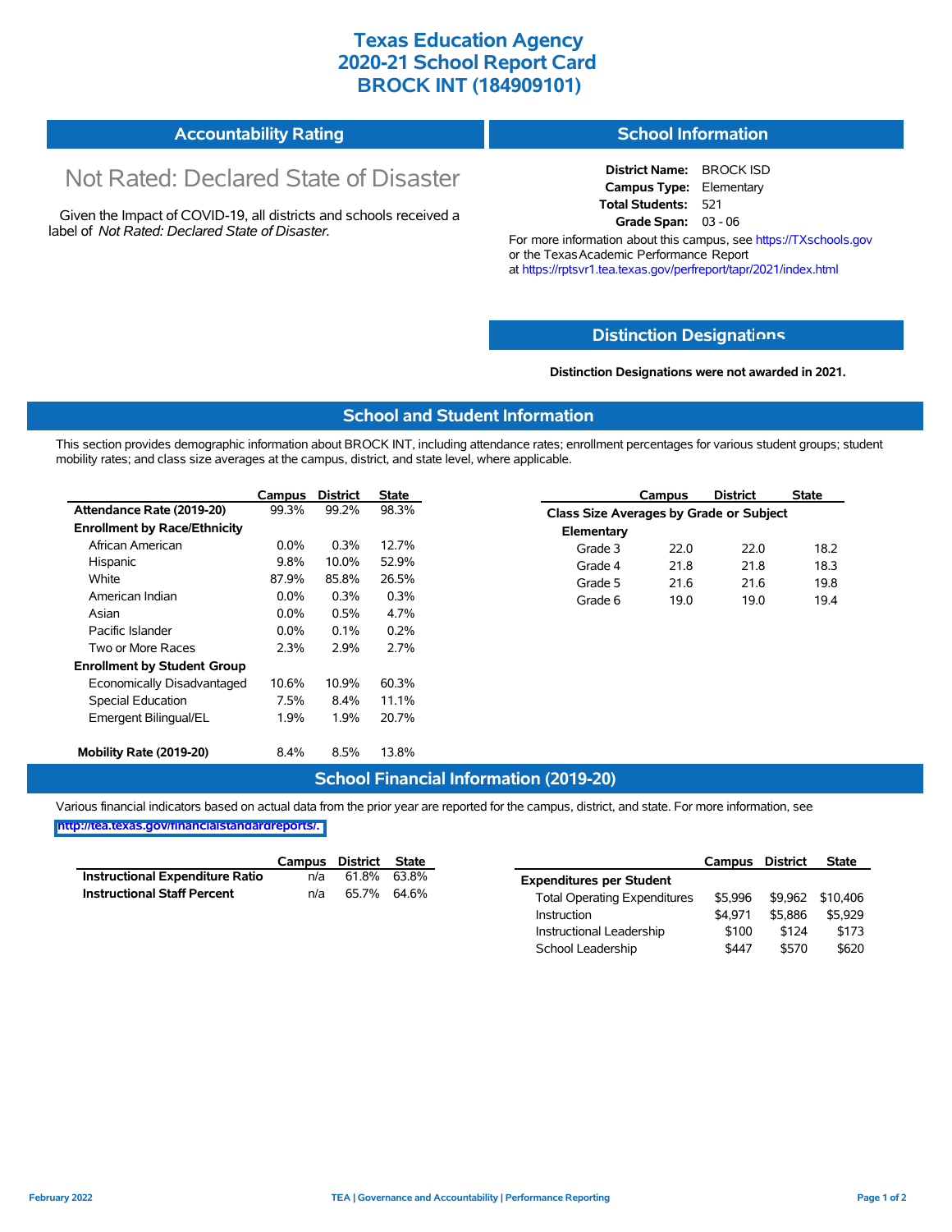# Texas Education Agency
# 2020-21 School Report Card
# BROCK INT (184909101)

## Accountability Rating

Not Rated: Declared State of Disaster

Given the Impact of COVID-19, all districts and schools received a label of *Not Rated: Declared State of Disaster*.

## School Information

**District Name:** BROCK ISD
**Campus Type:** Elementary
**Total Students:** 521
**Grade Span:** 03 - 06

For more information about this campus, see https://TXschools.gov or the Texas Academic Performance Report at https://rptsvr1.tea.texas.gov/perfreport/tapr/2021/index.html

## Distinction Designations

**Distinction Designations were not awarded in 2021.**

## School and Student Information

This section provides demographic information about BROCK INT, including attendance rates; enrollment percentages for various student groups; student mobility rates; and class size averages at the campus, district, and state level, where applicable.

| | Campus | District | State |
|---|---|---|---|
| **Attendance Rate (2019-20)** | 99.3% | 99.2% | 98.3% |
| **Enrollment by Race/Ethnicity** | | | |
| African American | 0.0% | 0.3% | 12.7% |
| Hispanic | 9.8% | 10.0% | 52.9% |
| White | 87.9% | 85.8% | 26.5% |
| American Indian | 0.0% | 0.3% | 0.3% |
| Asian | 0.0% | 0.5% | 4.7% |
| Pacific Islander | 0.0% | 0.1% | 0.2% |
| Two or More Races | 2.3% | 2.9% | 2.7% |
| **Enrollment by Student Group** | | | |
| Economically Disadvantaged | 10.6% | 10.9% | 60.3% |
| Special Education | 7.5% | 8.4% | 11.1% |
| Emergent Bilingual/EL | 1.9% | 1.9% | 20.7% |
| **Mobility Rate (2019-20)** | 8.4% | 8.5% | 13.8% |

| | Campus | District | State |
|---|---|---|---|
| **Class Size Averages by Grade or Subject** | | | |
| **Elementary** | | | |
| Grade 3 | 22.0 | 22.0 | 18.2 |
| Grade 4 | 21.8 | 21.8 | 18.3 |
| Grade 5 | 21.6 | 21.6 | 19.8 |
| Grade 6 | 19.0 | 19.0 | 19.4 |

## School Financial Information (2019-20)

Various financial indicators based on actual data from the prior year are reported for the campus, district, and state. For more information, see http://tea.texas.gov/financialstandardreports/.

| | Campus | District | State |
|---|---|---|---|
| **Instructional Expenditure Ratio** | n/a | 61.8% | 63.8% |
| **Instructional Staff Percent** | n/a | 65.7% | 64.6% |

| | Campus | District | State |
|---|---|---|---|
| **Expenditures per Student** | | | |
| Total Operating Expenditures | $5,996 | $9,962 | $10,406 |
| Instruction | $4,971 | $5,886 | $5,929 |
| Instructional Leadership | $100 | $124 | $173 |
| School Leadership | $447 | $570 | $620 |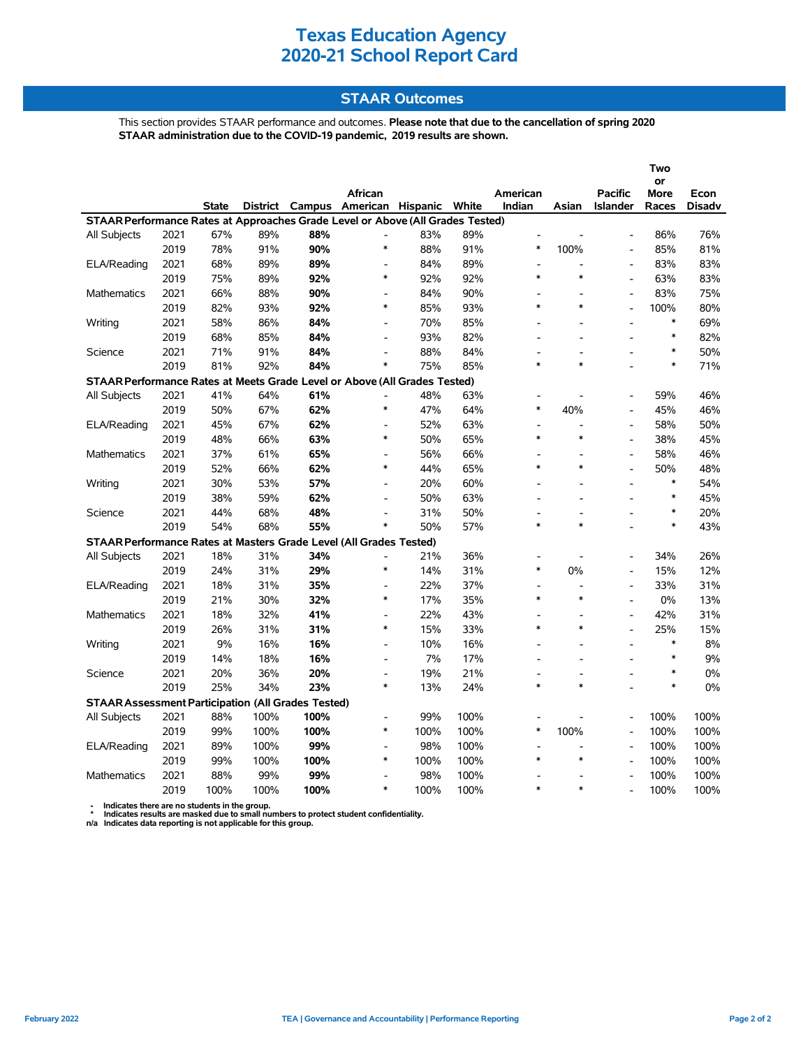# Texas Education Agency
# 2020-21 School Report Card

## STAAR Outcomes

This section provides STAAR performance and outcomes. **Please note that due to the cancellation of spring 2020 STAAR administration due to the COVID-19 pandemic, 2019 results are shown.**

| | | State | District | Campus | African American | Hispanic | White | American Indian | Asian | Pacific Islander | Two or More Races | Econ Disadv |
|---|---|---|---|---|---|---|---|---|---|---|---|---|
| **STAAR Performance Rates at Approaches Grade Level or Above (All Grades Tested)** | | | | | | | | | | | | |
| All Subjects | 2021 | 67% | 89% | **88%** | - | 83% | 89% | - | - | - | 86% | 76% |
| | 2019 | 78% | 91% | **90%** | * | 88% | 91% | * | 100% | - | 85% | 81% |
| ELA/Reading | 2021 | 68% | 89% | **89%** | - | 84% | 89% | - | - | - | 83% | 83% |
| | 2019 | 75% | 89% | **92%** | * | 92% | 92% | * | * | - | 63% | 83% |
| Mathematics | 2021 | 66% | 88% | **90%** | - | 84% | 90% | - | - | - | 83% | 75% |
| | 2019 | 82% | 93% | **92%** | * | 85% | 93% | * | * | - | 100% | 80% |
| Writing | 2021 | 58% | 86% | **84%** | - | 70% | 85% | - | - | - | * | 69% |
| | 2019 | 68% | 85% | **84%** | - | 93% | 82% | - | - | - | * | 82% |
| Science | 2021 | 71% | 91% | **84%** | - | 88% | 84% | - | - | - | * | 50% |
| | 2019 | 81% | 92% | **84%** | * | 75% | 85% | * | * | - | * | 71% |
| **STAAR Performance Rates at Meets Grade Level or Above (All Grades Tested)** | | | | | | | | | | | | |
| All Subjects | 2021 | 41% | 64% | **61%** | - | 48% | 63% | - | - | - | 59% | 46% |
| | 2019 | 50% | 67% | **62%** | * | 47% | 64% | * | 40% | - | 45% | 46% |
| ELA/Reading | 2021 | 45% | 67% | **62%** | - | 52% | 63% | - | - | - | 58% | 50% |
| | 2019 | 48% | 66% | **63%** | * | 50% | 65% | * | * | - | 38% | 45% |
| Mathematics | 2021 | 37% | 61% | **65%** | - | 56% | 66% | - | - | - | 58% | 46% |
| | 2019 | 52% | 66% | **62%** | * | 44% | 65% | * | * | - | 50% | 48% |
| Writing | 2021 | 30% | 53% | **57%** | - | 20% | 60% | - | - | - | * | 54% |
| | 2019 | 38% | 59% | **62%** | - | 50% | 63% | - | - | - | * | 45% |
| Science | 2021 | 44% | 68% | **48%** | - | 31% | 50% | - | - | - | * | 20% |
| | 2019 | 54% | 68% | **55%** | * | 50% | 57% | * | * | - | * | 43% |
| **STAAR Performance Rates at Masters Grade Level (All Grades Tested)** | | | | | | | | | | | | |
| All Subjects | 2021 | 18% | 31% | **34%** | - | 21% | 36% | - | - | - | 34% | 26% |
| | 2019 | 24% | 31% | **29%** | * | 14% | 31% | * | 0% | - | 15% | 12% |
| ELA/Reading | 2021 | 18% | 31% | **35%** | - | 22% | 37% | - | - | - | 33% | 31% |
| | 2019 | 21% | 30% | **32%** | * | 17% | 35% | * | * | - | 0% | 13% |
| Mathematics | 2021 | 18% | 32% | **41%** | - | 22% | 43% | - | - | - | 42% | 31% |
| | 2019 | 26% | 31% | **31%** | * | 15% | 33% | * | * | - | 25% | 15% |
| Writing | 2021 | 9% | 16% | **16%** | - | 10% | 16% | - | - | - | * | 8% |
| | 2019 | 14% | 18% | **16%** | - | 7% | 17% | - | - | - | * | 9% |
| Science | 2021 | 20% | 36% | **20%** | - | 19% | 21% | - | - | - | * | 0% |
| | 2019 | 25% | 34% | **23%** | * | 13% | 24% | * | * | - | * | 0% |
| **STAAR Assessment Participation (All Grades Tested)** | | | | | | | | | | | | |
| All Subjects | 2021 | 88% | 100% | **100%** | - | 99% | 100% | - | - | - | 100% | 100% |
| | 2019 | 99% | 100% | **100%** | * | 100% | 100% | * | 100% | - | 100% | 100% |
| ELA/Reading | 2021 | 89% | 100% | **99%** | - | 98% | 100% | - | - | - | 100% | 100% |
| | 2019 | 99% | 100% | **100%** | * | 100% | 100% | * | * | - | 100% | 100% |
| Mathematics | 2021 | 88% | 99% | **99%** | - | 98% | 100% | - | - | - | 100% | 100% |
| | 2019 | 100% | 100% | **100%** | * | 100% | 100% | * | * | - | 100% | 100% |

**-** Indicates there are no students in the group.
**\*** Indicates results are masked due to small numbers to protect student confidentiality.
**n/a** Indicates data reporting is not applicable for this group.